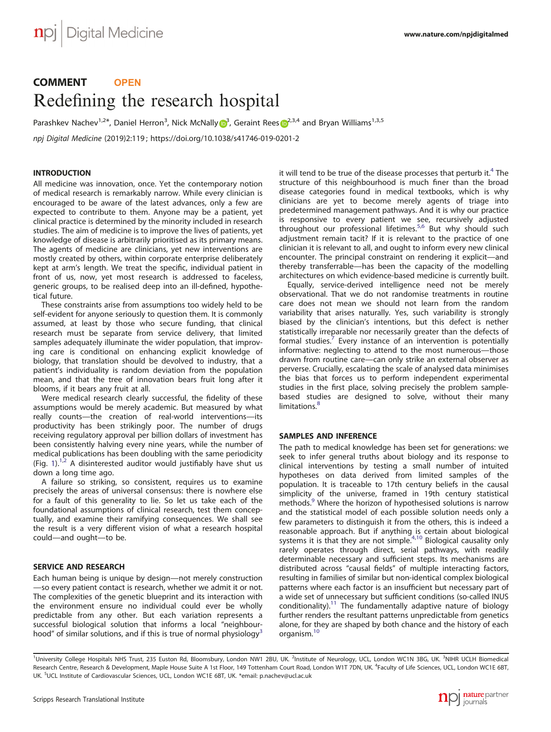# COMMENT OPEN

# Redefining the research hospital

Parashkev Nachev[1,2*], Daniel Herron[3], Nick McNally[3], Geraint Rees[2,3,4] and Bryan Williams[1,3,5]

*npj Digital Medicine* (2019)2:119 ; https://doi.org/10.1038/s41746-019-0201-2

## INTRODUCTION

All medicine was innovation, once. Yet the contemporary notion of medical research is remarkably narrow. While every clinician is encouraged to be aware of the latest advances, only a few are expected to contribute to them. Anyone may be a patient, yet clinical practice is determined by the minority included in research studies. The aim of medicine is to improve the lives of patients, yet knowledge of disease is arbitrarily prioritised as its primary means. The agents of medicine are clinicians, yet new interventions are mostly created by others, within corporate enterprise deliberately kept at arm's length. We treat the specific, individual patient in front of us, now, yet most research is addressed to faceless, generic groups, to be realised deep into an ill-defined, hypothetical future.

These constraints arise from assumptions too widely held to be self-evident for anyone seriously to question them. It is commonly assumed, at least by those who secure funding, that clinical research must be separate from service delivery, that limited samples adequately illuminate the wider population, that improving care is conditional on enhancing explicit knowledge of biology, that translation should be devolved to industry, that a patient's individuality is random deviation from the population mean, and that the tree of innovation bears fruit long after it blooms, if it bears any fruit at all.

Were medical research clearly successful, the fidelity of these assumptions would be merely academic. But measured by what really counts—the creation of real-world interventions—its productivity has been strikingly poor. The number of drugs receiving regulatory approval per billion dollars of investment has been consistently halving every nine years, while the number of medical publications has been doubling with the same periodicity (Fig. 1).[1,2] A disinterested auditor would justifiably have shut us down a long time ago.

A failure so striking, so consistent, requires us to examine precisely the areas of universal consensus: there is nowhere else for a fault of this generality to lie. So let us take each of the foundational assumptions of clinical research, test them conceptually, and examine their ramifying consequences. We shall see the result is a very different vision of what a research hospital could—and ought—to be.

## SERVICE AND RESEARCH

Each human being is unique by design—not merely construction—so every patient contact is research, whether we admit it or not. The complexities of the genetic blueprint and its interaction with the environment ensure no individual could ever be wholly predictable from any other. But each variation represents a successful biological solution that informs a local "neighbourhood" of similar solutions, and if this is true of normal physiology[3] it will tend to be true of the disease processes that perturb it.[4] The structure of this neighbourhood is much finer than the broad disease categories found in medical textbooks, which is why clinicians are yet to become merely agents of triage into predetermined management pathways. And it is why our practice is responsive to every patient we see, recursively adjusted throughout our professional lifetimes.[5,6] But why should such adjustment remain tacit? If it is relevant to the practice of one clinician it is relevant to all, and ought to inform every new clinical encounter. The principal constraint on rendering it explicit—and thereby transferrable—has been the capacity of the modelling architectures on which evidence-based medicine is currently built.

Equally, service-derived intelligence need not be merely observational. That we do not randomise treatments in routine care does not mean we should not learn from the random variability that arises naturally. Yes, such variability is strongly biased by the clinician's intentions, but this defect is nether statistically irreparable nor necessarily greater than the defects of formal studies.[7] Every instance of an intervention is potentially informative: neglecting to attend to the most numerous—those drawn from routine care—can only strike an external observer as perverse. Crucially, escalating the scale of analysed data minimises the bias that forces us to perform independent experimental studies in the first place, solving precisely the problem sample-based studies are designed to solve, without their many limitations.[8]

## SAMPLES AND INFERENCE

The path to medical knowledge has been set for generations: we seek to infer general truths about biology and its response to clinical interventions by testing a small number of intuited hypotheses on data derived from limited samples of the population. It is traceable to 17th century beliefs in the causal simplicity of the universe, framed in 19th century statistical methods.[9] Where the horizon of hypothesised solutions is narrow and the statistical model of each possible solution needs only a few parameters to distinguish it from the others, this is indeed a reasonable approach. But if anything is certain about biological systems it is that they are not simple.[4,10] Biological causality only rarely operates through direct, serial pathways, with readily determinable necessary and sufficient steps. Its mechanisms are distributed across "causal fields" of multiple interacting factors, resulting in families of similar but non-identical complex biological patterns where each factor is an insufficient but necessary part of a wide set of unnecessary but sufficient conditions (so-called INUS conditionality).[11] The fundamentally adaptive nature of biology further renders the resultant patterns unpredictable from genetics alone, for they are shaped by both chance and the history of each organism.[10]

---

[1]University College Hospitals NHS Trust, 235 Euston Rd, Bloomsbury, London NW1 2BU, UK. [2]Institute of Neurology, UCL, London WC1N 3BG, UK. [3]NIHR UCLH Biomedical Research Centre, Research & Development, Maple House Suite A 1st Floor, 149 Tottenham Court Road, London W1T 7DN, UK. [4]Faculty of Life Sciences, UCL, London WC1E 6BT, UK. [5]UCL Institute of Cardiovascular Sciences, UCL, London WC1E 6BT, UK. *email: p.nachev@ucl.ac.uk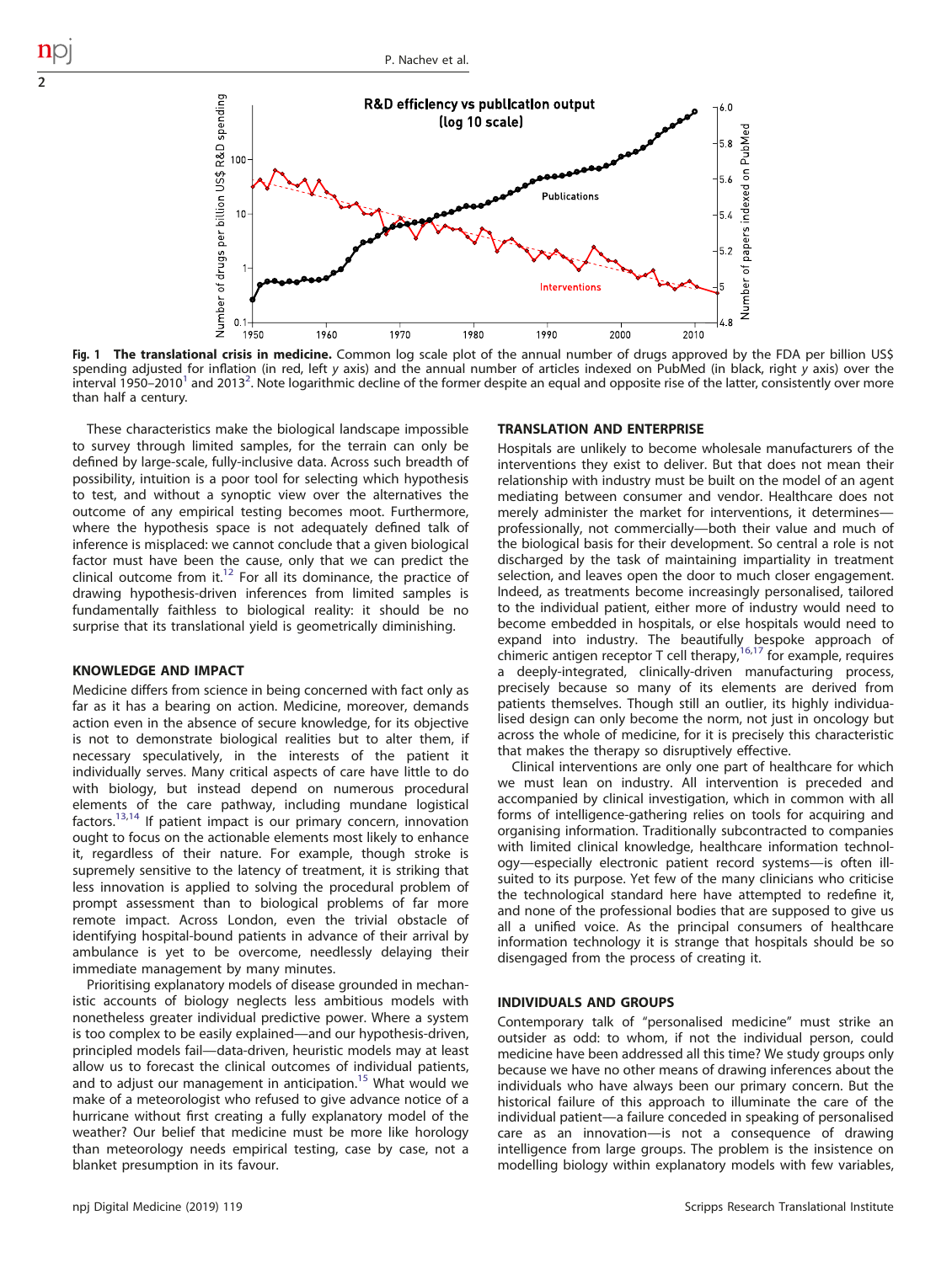R&D efficiency vs publication output
(log 10 scale)

Number of drugs per billion US$ R&D spending

100
10
1
0.1

Number of papers indexed on PubMed

6.0
5.8
5.6
5.4
5.2
5
4.8

1950 1960 1970 1980 1990 2000 2010

Publications

Interventions

**Fig. 1 The translational crisis in medicine.** Common log scale plot of the annual number of drugs approved by the FDA per billion US$ spending adjusted for inflation (in red, left *y* axis) and the annual number of articles indexed on PubMed (in black, right *y* axis) over the interval 1950–2010[1] and 2013[2]. Note logarithmic decline of the former despite an equal and opposite rise of the latter, consistently over more than half a century.

These characteristics make the biological landscape impossible to survey through limited samples, for the terrain can only be defined by large-scale, fully-inclusive data. Across such breadth of possibility, intuition is a poor tool for selecting which hypothesis to test, and without a synoptic view over the alternatives the outcome of any empirical testing becomes moot. Furthermore, where the hypothesis space is not adequately defined talk of inference is misplaced: we cannot conclude that a given biological factor must have been the cause, only that we can predict the clinical outcome from it.[12] For all its dominance, the practice of drawing hypothesis-driven inferences from limited samples is fundamentally faithless to biological reality: it should be no surprise that its translational yield is geometrically diminishing.

## KNOWLEDGE AND IMPACT

Medicine differs from science in being concerned with fact only as far as it has a bearing on action. Medicine, moreover, demands action even in the absence of secure knowledge, for its objective is not to demonstrate biological realities but to alter them, if necessary speculatively, in the interests of the patient it individually serves. Many critical aspects of care have little to do with biology, but instead depend on numerous procedural elements of the care pathway, including mundane logistical factors.[13,14] If patient impact is our primary concern, innovation ought to focus on the actionable elements most likely to enhance it, regardless of their nature. For example, though stroke is supremely sensitive to the latency of treatment, it is striking that less innovation is applied to solving the procedural problem of prompt assessment than to biological problems of far more remote impact. Across London, even the trivial obstacle of identifying hospital-bound patients in advance of their arrival by ambulance is yet to be overcome, needlessly delaying their immediate management by many minutes.

Prioritising explanatory models of disease grounded in mechanistic accounts of biology neglects less ambitious models with nonetheless greater individual predictive power. Where a system is too complex to be easily explained—and our hypothesis-driven, principled models fail—data-driven, heuristic models may at least allow us to forecast the clinical outcomes of individual patients, and to adjust our management in anticipation.[15] What would we make of a meteorologist who refused to give advance notice of a hurricane without first creating a fully explanatory model of the weather? Our belief that medicine must be more like horology than meteorology needs empirical testing, case by case, not a blanket presumption in its favour.

## TRANSLATION AND ENTERPRISE

Hospitals are unlikely to become wholesale manufacturers of the interventions they exist to deliver. But that does not mean their relationship with industry must be built on the model of an agent mediating between consumer and vendor. Healthcare does not merely administer the market for interventions, it determines—professionally, not commercially—both their value and much of the biological basis for their development. So central a role is not discharged by the task of maintaining impartiality in treatment selection, and leaves open the door to much closer engagement. Indeed, as treatments become increasingly personalised, tailored to the individual patient, either more of industry would need to become embedded in hospitals, or else hospitals would need to expand into industry. The beautifully bespoke approach of chimeric antigen receptor T cell therapy,[16,17] for example, requires a deeply-integrated, clinically-driven manufacturing process, precisely because so many of its elements are derived from patients themselves. Though still an outlier, its highly individualised design can only become the norm, not just in oncology but across the whole of medicine, for it is precisely this characteristic that makes the therapy so disruptively effective.

Clinical interventions are only one part of healthcare for which we must lean on industry. All intervention is preceded and accompanied by clinical investigation, which in common with all forms of intelligence-gathering relies on tools for acquiring and organising information. Traditionally subcontracted to companies with limited clinical knowledge, healthcare information technology—especially electronic patient record systems—is often ill-suited to its purpose. Yet few of the many clinicians who criticise the technological standard here have attempted to redefine it, and none of the professional bodies that are supposed to give us all a unified voice. As the principal consumers of healthcare information technology it is strange that hospitals should be so disengaged from the process of creating it.

## INDIVIDUALS AND GROUPS

Contemporary talk of "personalised medicine" must strike an outsider as odd: to whom, if not the individual person, could medicine have been addressed all this time? We study groups only because we have no other means of drawing inferences about the individuals who have always been our primary concern. But the historical failure of this approach to illuminate the care of the individual patient—a failure conceded in speaking of personalised care as an innovation—is not a consequence of drawing intelligence from large groups. The problem is the insistence on modelling biology within explanatory models with few variables,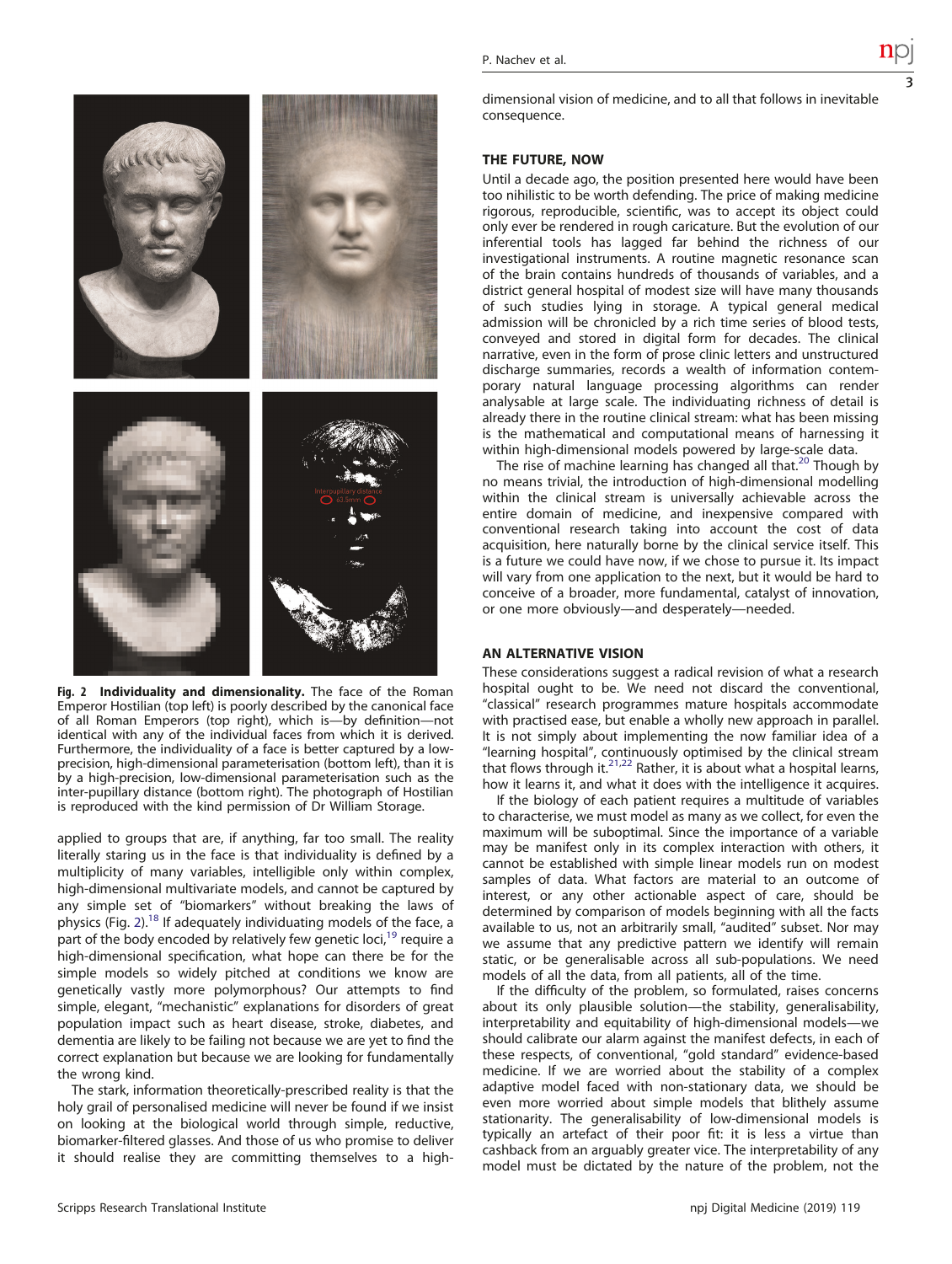**Fig. 2 Individuality and dimensionality.** The face of the Roman Emperor Hostilian (top left) is poorly described by the canonical face of all Roman Emperors (top right), which is—by definition—not identical with any of the individual faces from which it is derived. Furthermore, the individuality of a face is better captured by a low-precision, high-dimensional parameterisation (bottom left), than it is by a high-precision, low-dimensional parameterisation such as the inter-pupillary distance (bottom right). The photograph of Hostilian is reproduced with the kind permission of Dr William Storage.

applied to groups that are, if anything, far too small. The reality literally staring us in the face is that individuality is defined by a multiplicity of many variables, intelligible only within complex, high-dimensional multivariate models, and cannot be captured by any simple set of "biomarkers" without breaking the laws of physics (Fig. 2).[18] If adequately individuating models of the face, a part of the body encoded by relatively few genetic loci,[19] require a high-dimensional specification, what hope can there be for the simple models so widely pitched at conditions we know are genetically vastly more polymorphous? Our attempts to find simple, elegant, "mechanistic" explanations for disorders of great population impact such as heart disease, stroke, diabetes, and dementia are likely to be failing not because we are yet to find the correct explanation but because we are looking for fundamentally the wrong kind.

The stark, information theoretically-prescribed reality is that the holy grail of personalised medicine will never be found if we insist on looking at the biological world through simple, reductive, biomarker-filtered glasses. And those of us who promise to deliver it should realise they are committing themselves to a high-dimensional vision of medicine, and to all that follows in inevitable consequence.

## THE FUTURE, NOW

Until a decade ago, the position presented here would have been too nihilistic to be worth defending. The price of making medicine rigorous, reproducible, scientific, was to accept its object could only ever be rendered in rough caricature. But the evolution of our inferential tools has lagged far behind the richness of our investigational instruments. A routine magnetic resonance scan of the brain contains hundreds of thousands of variables, and a district general hospital of modest size will have many thousands of such studies lying in storage. A typical general medical admission will be chronicled by a rich time series of blood tests, conveyed and stored in digital form for decades. The clinical narrative, even in the form of prose clinic letters and unstructured discharge summaries, records a wealth of information contemporary natural language processing algorithms can render analysable at large scale. The individuating richness of detail is already there in the routine clinical stream: what has been missing is the mathematical and computational means of harnessing it within high-dimensional models powered by large-scale data.

The rise of machine learning has changed all that.[20] Though by no means trivial, the introduction of high-dimensional modelling within the clinical stream is universally achievable across the entire domain of medicine, and inexpensive compared with conventional research taking into account the cost of data acquisition, here naturally borne by the clinical service itself. This is a future we could have now, if we chose to pursue it. Its impact will vary from one application to the next, but it would be hard to conceive of a broader, more fundamental, catalyst of innovation, or one more obviously—and desperately—needed.

## AN ALTERNATIVE VISION

These considerations suggest a radical revision of what a research hospital ought to be. We need not discard the conventional, "classical" research programmes mature hospitals accommodate with practised ease, but enable a wholly new approach in parallel. It is not simply about implementing the now familiar idea of a "learning hospital", continuously optimised by the clinical stream that flows through it.[21,22] Rather, it is about what a hospital learns, how it learns it, and what it does with the intelligence it acquires.

If the biology of each patient requires a multitude of variables to characterise, we must model as many as we collect, for even the maximum will be suboptimal. Since the importance of a variable may be manifest only in its complex interaction with others, it cannot be established with simple linear models run on modest samples of data. What factors are material to an outcome of interest, or any other actionable aspect of care, should be determined by comparison of models beginning with all the facts available to us, not an arbitrarily small, "audited" subset. Nor may we assume that any predictive pattern we identify will remain static, or be generalisable across all sub-populations. We need models of all the data, from all patients, all of the time.

If the difficulty of the problem, so formulated, raises concerns about its only plausible solution—the stability, generalisability, interpretability and equitability of high-dimensional models—we should calibrate our alarm against the manifest defects, in each of these respects, of conventional, "gold standard" evidence-based medicine. If we are worried about the stability of a complex adaptive model faced with non-stationary data, we should be even more worried about simple models that blithely assume stationarity. The generalisability of low-dimensional models is typically an artefact of their poor fit: it is less a virtue than cashback from an arguably greater vice. The interpretability of any model must be dictated by the nature of the problem, not the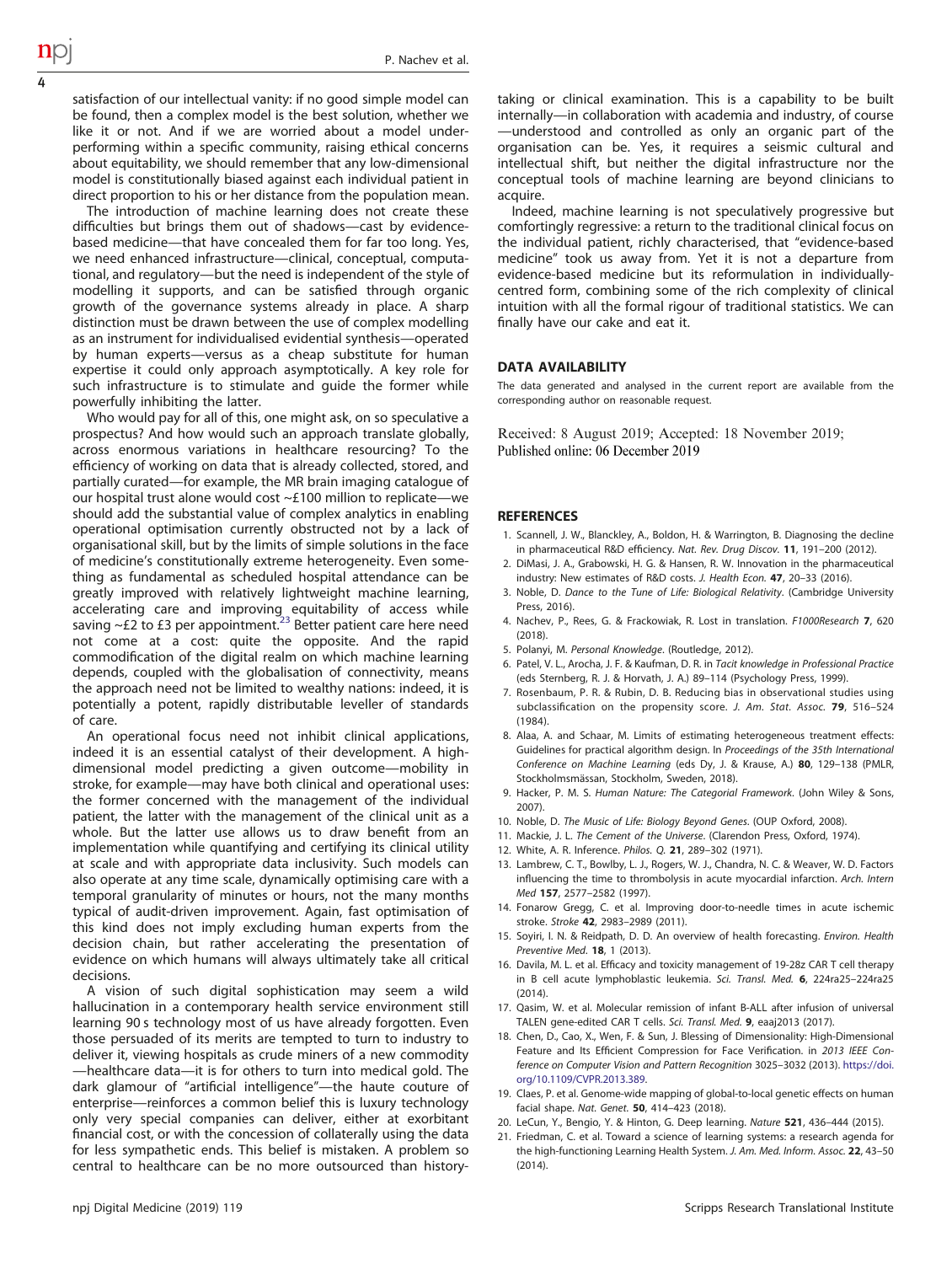satisfaction of our intellectual vanity: if no good simple model can be found, then a complex model is the best solution, whether we like it or not. And if we are worried about a model underperforming within a specific community, raising ethical concerns about equitability, we should remember that any low-dimensional model is constitutionally biased against each individual patient in direct proportion to his or her distance from the population mean.

The introduction of machine learning does not create these difficulties but brings them out of shadows—cast by evidence-based medicine—that have concealed them for far too long. Yes, we need enhanced infrastructure—clinical, conceptual, computational, and regulatory—but the need is independent of the style of modelling it supports, and can be satisfied through organic growth of the governance systems already in place. A sharp distinction must be drawn between the use of complex modelling as an instrument for individualised evidential synthesis—operated by human experts—versus as a cheap substitute for human expertise it could only approach asymptotically. A key role for such infrastructure is to stimulate and guide the former while powerfully inhibiting the latter.

Who would pay for all of this, one might ask, on so speculative a prospectus? And how would such an approach translate globally, across enormous variations in healthcare resourcing? To the efficiency of working on data that is already collected, stored, and partially curated—for example, the MR brain imaging catalogue of our hospital trust alone would cost ~£100 million to replicate—we should add the substantial value of complex analytics in enabling operational optimisation currently obstructed not by a lack of organisational skill, but by the limits of simple solutions in the face of medicine's constitutionally extreme heterogeneity. Even something as fundamental as scheduled hospital attendance can be greatly improved with relatively lightweight machine learning, accelerating care and improving equitability of access while saving ~£2 to £3 per appointment.[23] Better patient care here need not come at a cost: quite the opposite. And the rapid commodification of the digital realm on which machine learning depends, coupled with the globalisation of connectivity, means the approach need not be limited to wealthy nations: indeed, it is potentially a potent, rapidly distributable leveller of standards of care.

An operational focus need not inhibit clinical applications, indeed it is an essential catalyst of their development. A high-dimensional model predicting a given outcome—mobility in stroke, for example—may have both clinical and operational uses: the former concerned with the management of the individual patient, the latter with the management of the clinical unit as a whole. But the latter use allows us to draw benefit from an implementation while quantifying and certifying its clinical utility at scale and with appropriate data inclusivity. Such models can also operate at any time scale, dynamically optimising care with a temporal granularity of minutes or hours, not the many months typical of audit-driven improvement. Again, fast optimisation of this kind does not imply excluding human experts from the decision chain, but rather accelerating the presentation of evidence on which humans will always ultimately take all critical decisions.

A vision of such digital sophistication may seem a wild hallucination in a contemporary health service environment still learning 90 s technology most of us have already forgotten. Even those persuaded of its merits are tempted to turn to industry to deliver it, viewing hospitals as crude miners of a new commodity—healthcare data—it is for others to turn into medical gold. The dark glamour of "artificial intelligence"—the haute couture of enterprise—reinforces a common belief this is luxury technology only very special companies can deliver, either at exorbitant financial cost, or with the concession of collaterally using the data for less sympathetic ends. This belief is mistaken. A problem so central to healthcare can be no more outsourced than history-taking or clinical examination. This is a capability to be built internally—in collaboration with academia and industry, of course—understood and controlled as only an organic part of the organisation can be. Yes, it requires a seismic cultural and intellectual shift, but neither the digital infrastructure nor the conceptual tools of machine learning are beyond clinicians to acquire.

Indeed, machine learning is not speculatively progressive but comfortingly regressive: a return to the traditional clinical focus on the individual patient, richly characterised, that "evidence-based medicine" took us away from. Yet it is not a departure from evidence-based medicine but its reformulation in individually-centred form, combining some of the rich complexity of clinical intuition with all the formal rigour of traditional statistics. We can finally have our cake and eat it.

## DATA AVAILABILITY

The data generated and analysed in the current report are available from the corresponding author on reasonable request.

Received: 8 August 2019; Accepted: 18 November 2019;
Published online: 06 December 2019

## REFERENCES

1. Scannell, J. W., Blanckley, A., Boldon, H. & Warrington, B. Diagnosing the decline in pharmaceutical R&D efficiency. *Nat. Rev. Drug Discov.* **11**, 191–200 (2012).
2. DiMasi, J. A., Grabowski, H. G. & Hansen, R. W. Innovation in the pharmaceutical industry: New estimates of R&D costs. *J. Health Econ.* **47**, 20–33 (2016).
3. Noble, D. *Dance to the Tune of Life: Biological Relativity*. (Cambridge University Press, 2016).
4. Nachev, P., Rees, G. & Frackowiak, R. Lost in translation. *F1000Research* **7**, 620 (2018).
5. Polanyi, M. *Personal Knowledge*. (Routledge, 2012).
6. Patel, V. L., Arocha, J. F. & Kaufman, D. R. in *Tacit knowledge in Professional Practice* (eds Sternberg, R. J. & Horvath, J. A.) 89–114 (Psychology Press, 1999).
7. Rosenbaum, P. R. & Rubin, D. B. Reducing bias in observational studies using subclassification on the propensity score. *J. Am. Stat. Assoc.* **79**, 516–524 (1984).
8. Alaa, A. and Schaar, M. Limits of estimating heterogeneous treatment effects: Guidelines for practical algorithm design. In *Proceedings of the 35th International Conference on Machine Learning* (eds Dy, J. & Krause, A.) **80**, 129–138 (PMLR, Stockholmsmässan, Stockholm, Sweden, 2018).
9. Hacker, P. M. S. *Human Nature: The Categorial Framework*. (John Wiley & Sons, 2007).
10. Noble, D. *The Music of Life: Biology Beyond Genes*. (OUP Oxford, 2008).
11. Mackie, J. L. *The Cement of the Universe*. (Clarendon Press, Oxford, 1974).
12. White, A. R. Inference. *Philos. Q.* **21**, 289–302 (1971).
13. Lambrew, C. T., Bowlby, L. J., Rogers, W. J., Chandra, N. C. & Weaver, W. D. Factors influencing the time to thrombolysis in acute myocardial infarction. *Arch. Intern Med* **157**, 2577–2582 (1997).
14. Fonarow Gregg, C. et al. Improving door-to-needle times in acute ischemic stroke. *Stroke* **42**, 2983–2989 (2011).
15. Soyiri, I. N. & Reidpath, D. D. An overview of health forecasting. *Environ. Health Preventive Med.* **18**, 1 (2013).
16. Davila, M. L. et al. Efficacy and toxicity management of 19-28z CAR T cell therapy in B cell acute lymphoblastic leukemia. *Sci. Transl. Med.* **6**, 224ra25–224ra25 (2014).
17. Qasim, W. et al. Molecular remission of infant B-ALL after infusion of universal TALEN gene-edited CAR T cells. *Sci. Transl. Med.* **9**, eaaj2013 (2017).
18. Chen, D., Cao, X., Wen, F. & Sun, J. Blessing of Dimensionality: High-Dimensional Feature and Its Efficient Compression for Face Verification. in *2013 IEEE Conference on Computer Vision and Pattern Recognition* 3025–3032 (2013). https://doi.org/10.1109/CVPR.2013.389.
19. Claes, P. et al. Genome-wide mapping of global-to-local genetic effects on human facial shape. *Nat. Genet.* **50**, 414–423 (2018).
20. LeCun, Y., Bengio, Y. & Hinton, G. Deep learning. *Nature* **521**, 436–444 (2015).
21. Friedman, C. et al. Toward a science of learning systems: a research agenda for the high-functioning Learning Health System. *J. Am. Med. Inform. Assoc.* **22**, 43–50 (2014).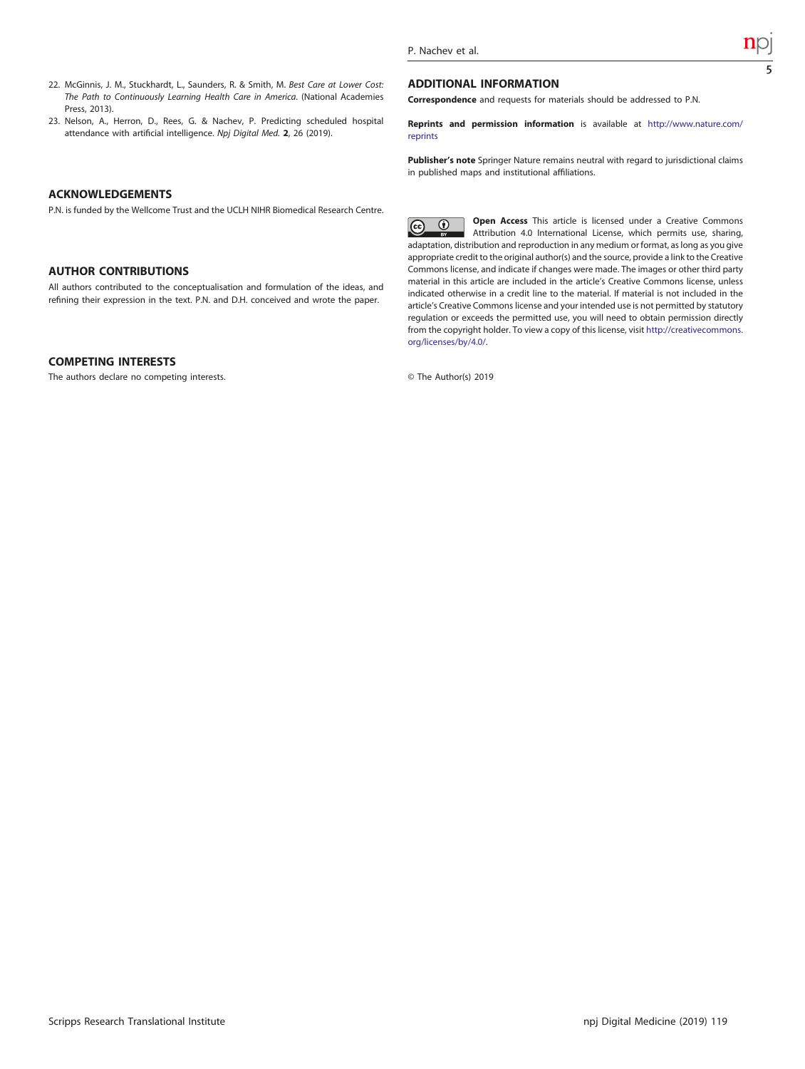22. McGinnis, J. M., Stuckhardt, L., Saunders, R. & Smith, M. *Best Care at Lower Cost: The Path to Continuously Learning Health Care in America*. (National Academies Press, 2013).
23. Nelson, A., Herron, D., Rees, G. & Nachev, P. Predicting scheduled hospital attendance with artificial intelligence. *Npj Digital Med.* **2**, 26 (2019).

## ACKNOWLEDGEMENTS

P.N. is funded by the Wellcome Trust and the UCLH NIHR Biomedical Research Centre.

## AUTHOR CONTRIBUTIONS

All authors contributed to the conceptualisation and formulation of the ideas, and refining their expression in the text. P.N. and D.H. conceived and wrote the paper.

## COMPETING INTERESTS

The authors declare no competing interests.

## ADDITIONAL INFORMATION

**Correspondence** and requests for materials should be addressed to P.N.

**Reprints and permission information** is available at http://www.nature.com/reprints

**Publisher's note** Springer Nature remains neutral with regard to jurisdictional claims in published maps and institutional affiliations.

**Open Access** This article is licensed under a Creative Commons Attribution 4.0 International License, which permits use, sharing, adaptation, distribution and reproduction in any medium or format, as long as you give appropriate credit to the original author(s) and the source, provide a link to the Creative Commons license, and indicate if changes were made. The images or other third party material in this article are included in the article's Creative Commons license, unless indicated otherwise in a credit line to the material. If material is not included in the article's Creative Commons license and your intended use is not permitted by statutory regulation or exceeds the permitted use, you will need to obtain permission directly from the copyright holder. To view a copy of this license, visit http://creativecommons.org/licenses/by/4.0/.

© The Author(s) 2019